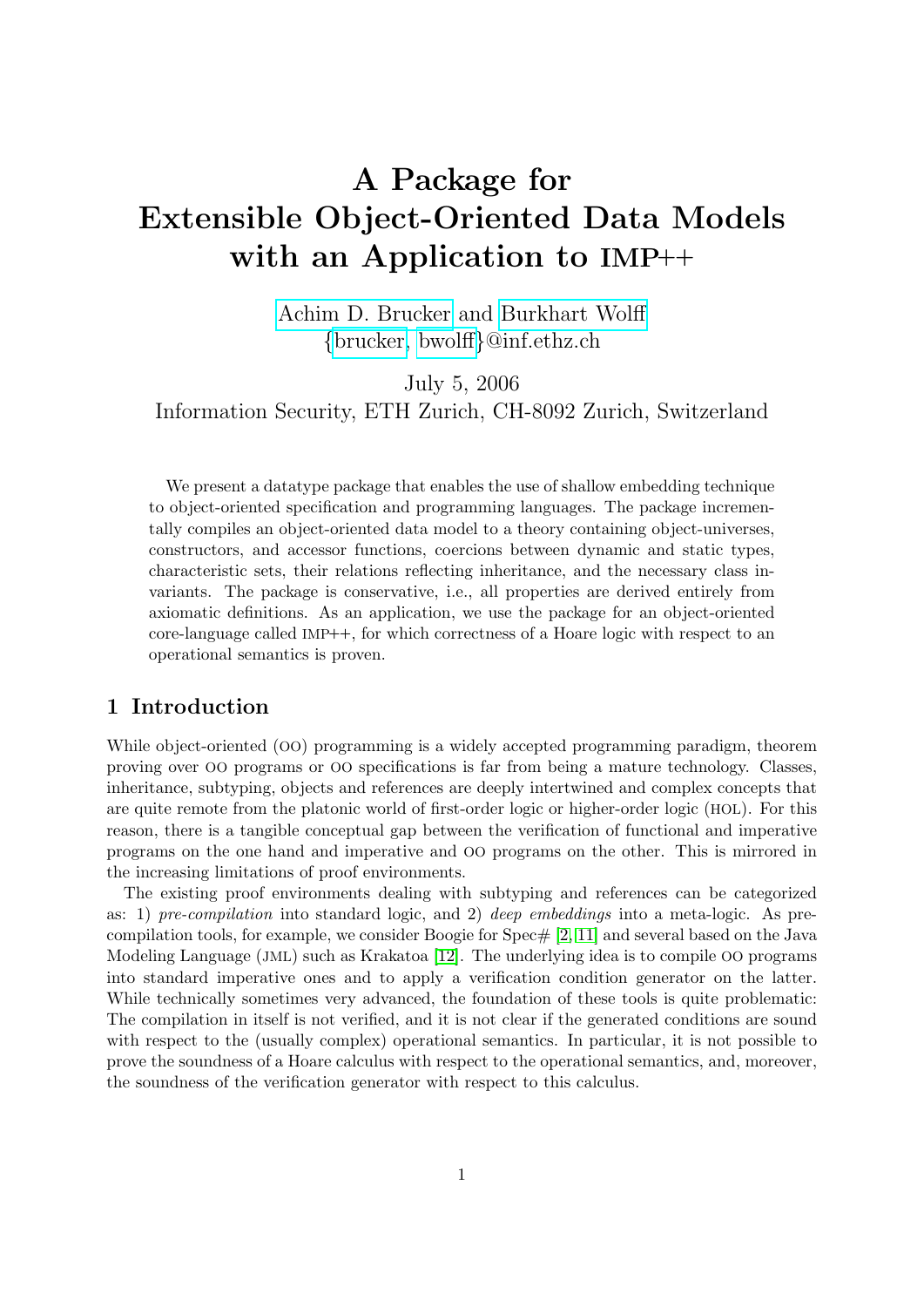# A Package for Extensible Object-Oriented Data Models with an Application to IMP++

Achim D. Brucker and Burkhart Wolff
{brucker, bwolff}@inf.ethz.ch

July 5, 2006
Information Security, ETH Zurich, CH-8092 Zurich, Switzerland

We present a datatype package that enables the use of shallow embedding technique to object-oriented specification and programming languages. The package incrementally compiles an object-oriented data model to a theory containing object-universes, constructors, and accessor functions, coercions between dynamic and static types, characteristic sets, their relations reflecting inheritance, and the necessary class invariants. The package is conservative, i.e., all properties are derived entirely from axiomatic definitions. As an application, we use the package for an object-oriented core-language called IMP++, for which correctness of a Hoare logic with respect to an operational semantics is proven.

## 1 Introduction

While object-oriented (OO) programming is a widely accepted programming paradigm, theorem proving over OO programs or OO specifications is far from being a mature technology. Classes, inheritance, subtyping, objects and references are deeply intertwined and complex concepts that are quite remote from the platonic world of first-order logic or higher-order logic (HOL). For this reason, there is a tangible conceptual gap between the verification of functional and imperative programs on the one hand and imperative and OO programs on the other. This is mirrored in the increasing limitations of proof environments.

The existing proof environments dealing with subtyping and references can be categorized as: 1) *pre-compilation* into standard logic, and 2) *deep embeddings* into a meta-logic. As pre-compilation tools, for example, we consider Boogie for Spec# [2, 11] and several based on the Java Modeling Language (JML) such as Krakatoa [12]. The underlying idea is to compile OO programs into standard imperative ones and to apply a verification condition generator on the latter. While technically sometimes very advanced, the foundation of these tools is quite problematic: The compilation in itself is not verified, and it is not clear if the generated conditions are sound with respect to the (usually complex) operational semantics. In particular, it is not possible to prove the soundness of a Hoare calculus with respect to the operational semantics, and, moreover, the soundness of the verification generator with respect to this calculus.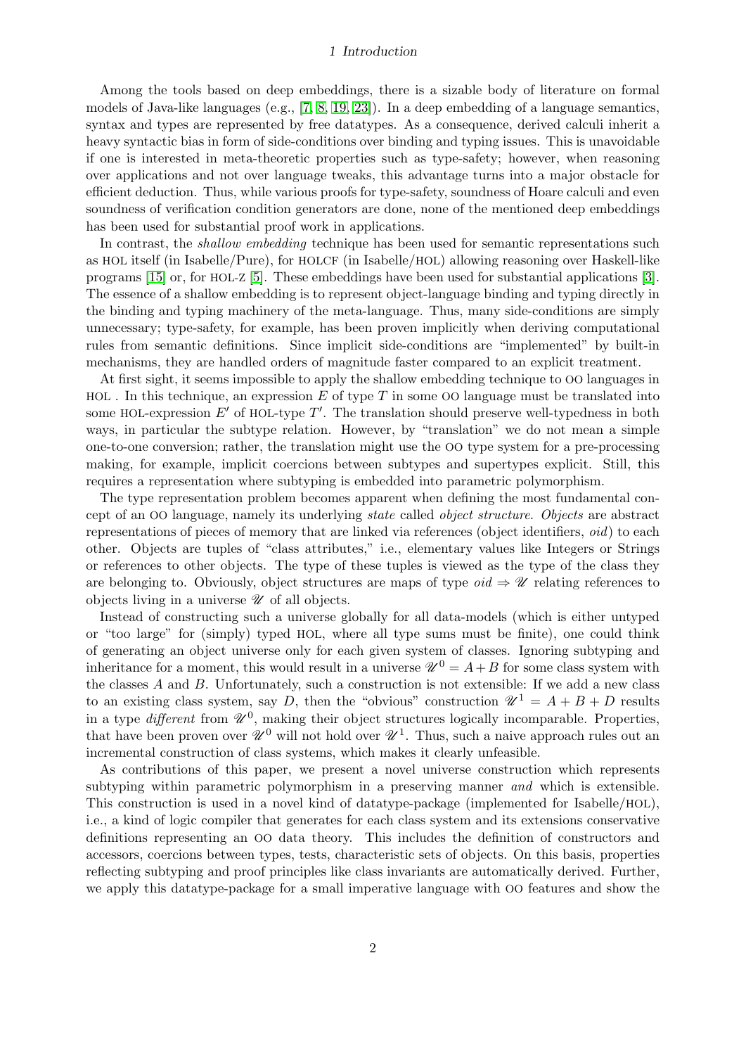Among the tools based on deep embeddings, there is a sizable body of literature on formal models of Java-like languages (e.g., [7, 8, 19, 23]). In a deep embedding of a language semantics, syntax and types are represented by free datatypes. As a consequence, derived calculi inherit a heavy syntactic bias in form of side-conditions over binding and typing issues. This is unavoidable if one is interested in meta-theoretic properties such as type-safety; however, when reasoning over applications and not over language tweaks, this advantage turns into a major obstacle for efficient deduction. Thus, while various proofs for type-safety, soundness of Hoare calculi and even soundness of verification condition generators are done, none of the mentioned deep embeddings has been used for substantial proof work in applications.

In contrast, the *shallow embedding* technique has been used for semantic representations such as HOL itself (in Isabelle/Pure), for HOLCF (in Isabelle/HOL) allowing reasoning over Haskell-like programs [15] or, for HOL-Z [5]. These embeddings have been used for substantial applications [3]. The essence of a shallow embedding is to represent object-language binding and typing directly in the binding and typing machinery of the meta-language. Thus, many side-conditions are simply unnecessary; type-safety, for example, has been proven implicitly when deriving computational rules from semantic definitions. Since implicit side-conditions are "implemented" by built-in mechanisms, they are handled orders of magnitude faster compared to an explicit treatment.

At first sight, it seems impossible to apply the shallow embedding technique to OO languages in HOL . In this technique, an expression $E$ of type $T$ in some OO language must be translated into some HOL-expression $E'$ of HOL-type $T'$. The translation should preserve well-typedness in both ways, in particular the subtype relation. However, by "translation" we do not mean a simple one-to-one conversion; rather, the translation might use the OO type system for a pre-processing making, for example, implicit coercions between subtypes and supertypes explicit. Still, this requires a representation where subtyping is embedded into parametric polymorphism.

The type representation problem becomes apparent when defining the most fundamental concept of an OO language, namely its underlying *state* called *object structure*. *Objects* are abstract representations of pieces of memory that are linked via references (object identifiers, *oid*) to each other. Objects are tuples of "class attributes," i.e., elementary values like Integers or Strings or references to other objects. The type of these tuples is viewed as the type of the class they are belonging to. Obviously, object structures are maps of type $oid \Rightarrow \mathscr{U}$ relating references to objects living in a universe $\mathscr{U}$ of all objects.

Instead of constructing such a universe globally for all data-models (which is either untyped or "too large" for (simply) typed HOL, where all type sums must be finite), one could think of generating an object universe only for each given system of classes. Ignoring subtyping and inheritance for a moment, this would result in a universe $\mathscr{U}^0 = A + B$ for some class system with the classes $A$ and $B$. Unfortunately, such a construction is not extensible: If we add a new class to an existing class system, say $D$, then the "obvious" construction $\mathscr{U}^1 = A + B + D$ results in a type *different* from $\mathscr{U}^0$, making their object structures logically incomparable. Properties, that have been proven over $\mathscr{U}^0$ will not hold over $\mathscr{U}^1$. Thus, such a naive approach rules out an incremental construction of class systems, which makes it clearly unfeasible.

As contributions of this paper, we present a novel universe construction which represents subtyping within parametric polymorphism in a preserving manner *and* which is extensible. This construction is used in a novel kind of datatype-package (implemented for Isabelle/HOL), i.e., a kind of logic compiler that generates for each class system and its extensions conservative definitions representing an OO data theory. This includes the definition of constructors and accessors, coercions between types, tests, characteristic sets of objects. On this basis, properties reflecting subtyping and proof principles like class invariants are automatically derived. Further, we apply this datatype-package for a small imperative language with OO features and show the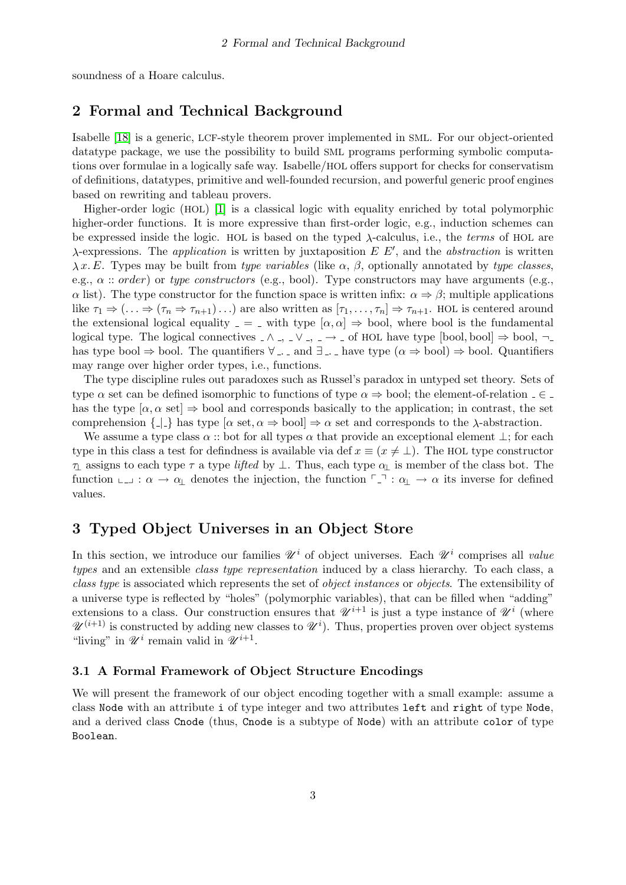soundness of a Hoare calculus.

## 2 Formal and Technical Background

Isabelle [18] is a generic, LCF-style theorem prover implemented in SML. For our object-oriented datatype package, we use the possibility to build SML programs performing symbolic computations over formulae in a logically safe way. Isabelle/HOL offers support for checks for conservatism of definitions, datatypes, primitive and well-founded recursion, and powerful generic proof engines based on rewriting and tableau provers.

Higher-order logic (HOL) [1] is a classical logic with equality enriched by total polymorphic higher-order functions. It is more expressive than first-order logic, e.g., induction schemes can be expressed inside the logic. HOL is based on the typed $\lambda$-calculus, i.e., the *terms* of HOL are $\lambda$-expressions. The *application* is written by juxtaposition $E\ E'$, and the *abstraction* is written $\lambda\, x.\, E$. Types may be built from *type variables* (like $\alpha$, $\beta$, optionally annotated by *type classes*, e.g., $\alpha :: \mathit{order}$) or *type constructors* (e.g., bool). Type constructors may have arguments (e.g., $\alpha$ list). The type constructor for the function space is written infix: $\alpha \Rightarrow \beta$; multiple applications like $\tau_1 \Rightarrow (\ldots \Rightarrow (\tau_n \Rightarrow \tau_{n+1}) \ldots)$ are also written as $[\tau_1, \ldots, \tau_n] \Rightarrow \tau_{n+1}$. HOL is centered around the extensional logical equality $\_ = \_$ with type $[\alpha, \alpha] \Rightarrow \text{bool}$, where bool is the fundamental logical type. The logical connectives $\_ \wedge \_$, $\_ \vee \_$, $\_ \to \_$ of HOL have type $[\text{bool}, \text{bool}] \Rightarrow \text{bool}$, $\neg\_$ has type $\text{bool} \Rightarrow \text{bool}$. The quantifiers $\forall\, \_.\, \_$ and $\exists\, \_.\, \_$ have type $(\alpha \Rightarrow \text{bool}) \Rightarrow \text{bool}$. Quantifiers may range over higher order types, i.e., functions.

The type discipline rules out paradoxes such as Russel's paradox in untyped set theory. Sets of type $\alpha$ set can be defined isomorphic to functions of type $\alpha \Rightarrow \text{bool}$; the element-of-relation $\_ \in \_$ has the type $[\alpha, \alpha\ \text{set}] \Rightarrow \text{bool}$ and corresponds basically to the application; in contrast, the set comprehension $\{\_|\_\}$ has type $[\alpha\ \text{set}, \alpha \Rightarrow \text{bool}] \Rightarrow \alpha\ \text{set}$ and corresponds to the $\lambda$-abstraction.

We assume a type class $\alpha :: \text{bot}$ for all types $\alpha$ that provide an exceptional element $\bot$; for each type in this class a test for definedness is available via $\text{def}\ x \equiv (x \neq \bot)$. The HOL type constructor $\tau_\bot$ assigns to each type $\tau$ a type *lifted* by $\bot$. Thus, each type $\alpha_\bot$ is member of the class bot. The function $\llcorner\_\lrcorner : \alpha \to \alpha_\bot$ denotes the injection, the function $\ulcorner\_\urcorner : \alpha_\bot \to \alpha$ its inverse for defined values.

## 3 Typed Object Universes in an Object Store

In this section, we introduce our families $\mathscr{U}^i$ of object universes. Each $\mathscr{U}^i$ comprises all *value types* and an extensible *class type representation* induced by a class hierarchy. To each class, a *class type* is associated which represents the set of *object instances* or *objects*. The extensibility of a universe type is reflected by "holes" (polymorphic variables), that can be filled when "adding" extensions to a class. Our construction ensures that $\mathscr{U}^{i+1}$ is just a type instance of $\mathscr{U}^i$ (where $\mathscr{U}^{(i+1)}$ is constructed by adding new classes to $\mathscr{U}^i$). Thus, properties proven over object systems "living" in $\mathscr{U}^i$ remain valid in $\mathscr{U}^{i+1}$.

### 3.1 A Formal Framework of Object Structure Encodings

We will present the framework of our object encoding together with a small example: assume a class `Node` with an attribute `i` of type integer and two attributes `left` and `right` of type `Node`, and a derived class `Cnode` (thus, `Cnode` is a subtype of `Node`) with an attribute `color` of type `Boolean`.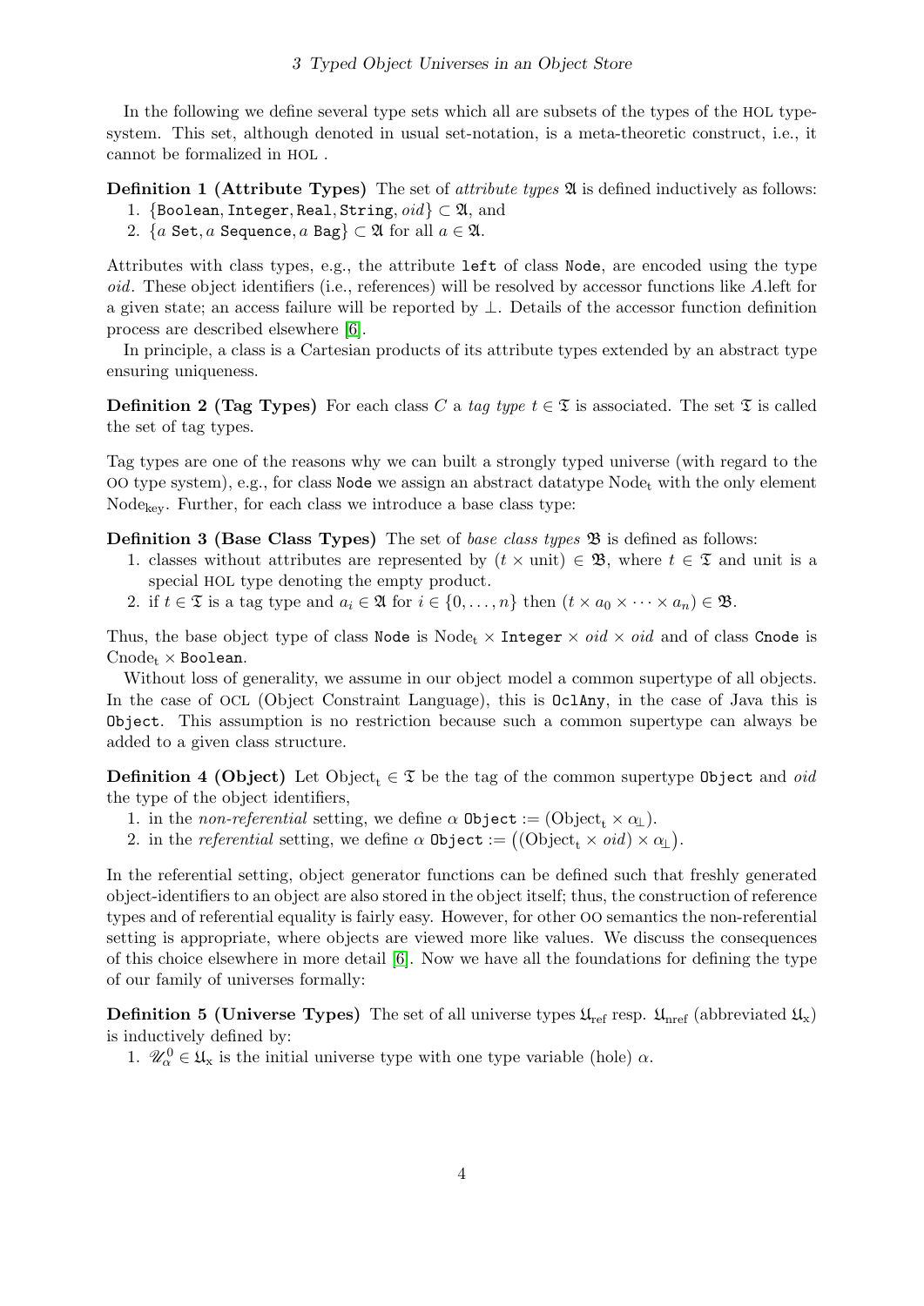In the following we define several type sets which all are subsets of the types of the HOL type-system. This set, although denoted in usual set-notation, is a meta-theoretic construct, i.e., it cannot be formalized in HOL .

**Definition 1 (Attribute Types)** The set of *attribute types* $\mathfrak{A}$ is defined inductively as follows:

1. $\{\texttt{Boolean}, \texttt{Integer}, \texttt{Real}, \texttt{String}, oid\} \subset \mathfrak{A}$, and
2. $\{a\ \texttt{Set}, a\ \texttt{Sequence}, a\ \texttt{Bag}\} \subset \mathfrak{A}$ for all $a \in \mathfrak{A}$.

Attributes with class types, e.g., the attribute `left` of class `Node`, are encoded using the type *oid*. These object identifiers (i.e., references) will be resolved by accessor functions like $A$.left for a given state; an access failure will be reported by $\perp$. Details of the accessor function definition process are described elsewhere [6].

In principle, a class is a Cartesian products of its attribute types extended by an abstract type ensuring uniqueness.

**Definition 2 (Tag Types)** For each class $C$ a *tag type* $t \in \mathfrak{T}$ is associated. The set $\mathfrak{T}$ is called the set of tag types.

Tag types are one of the reasons why we can built a strongly typed universe (with regard to the OO type system), e.g., for class `Node` we assign an abstract datatype $\mathrm{Node}_{\mathrm{t}}$ with the only element $\mathrm{Node}_{\mathrm{key}}$. Further, for each class we introduce a base class type:

**Definition 3 (Base Class Types)** The set of *base class types* $\mathfrak{B}$ is defined as follows:

1. classes without attributes are represented by $(t \times \mathrm{unit}) \in \mathfrak{B}$, where $t \in \mathfrak{T}$ and unit is a special HOL type denoting the empty product.
2. if $t \in \mathfrak{T}$ is a tag type and $a_i \in \mathfrak{A}$ for $i \in \{0, \ldots, n\}$ then $(t \times a_0 \times \cdots \times a_n) \in \mathfrak{B}$.

Thus, the base object type of class `Node` is $\mathrm{Node}_{\mathrm{t}} \times \texttt{Integer} \times oid \times oid$ and of class `Cnode` is $\mathrm{Cnode}_{\mathrm{t}} \times \texttt{Boolean}$.

Without loss of generality, we assume in our object model a common supertype of all objects. In the case of OCL (Object Constraint Language), this is `OclAny`, in the case of Java this is `Object`. This assumption is no restriction because such a common supertype can always be added to a given class structure.

**Definition 4 (Object)** Let $\mathrm{Object}_{\mathrm{t}} \in \mathfrak{T}$ be the tag of the common supertype `Object` and *oid* the type of the object identifiers,

1. in the *non-referential* setting, we define $\alpha\ \texttt{Object} := (\mathrm{Object}_{\mathrm{t}} \times \alpha_{\perp})$.
2. in the *referential* setting, we define $\alpha\ \texttt{Object} := \big((\mathrm{Object}_{\mathrm{t}} \times oid) \times \alpha_{\perp}\big)$.

In the referential setting, object generator functions can be defined such that freshly generated object-identifiers to an object are also stored in the object itself; thus, the construction of reference types and of referential equality is fairly easy. However, for other OO semantics the non-referential setting is appropriate, where objects are viewed more like values. We discuss the consequences of this choice elsewhere in more detail [6]. Now we have all the foundations for defining the type of our family of universes formally:

**Definition 5 (Universe Types)** The set of all universe types $\mathfrak{U}_{\mathrm{ref}}$ resp. $\mathfrak{U}_{\mathrm{nref}}$ (abbreviated $\mathfrak{U}_{\mathrm{x}}$) is inductively defined by:

1. $\mathscr{U}^0_\alpha \in \mathfrak{U}_{\mathrm{x}}$ is the initial universe type with one type variable (hole) $\alpha$.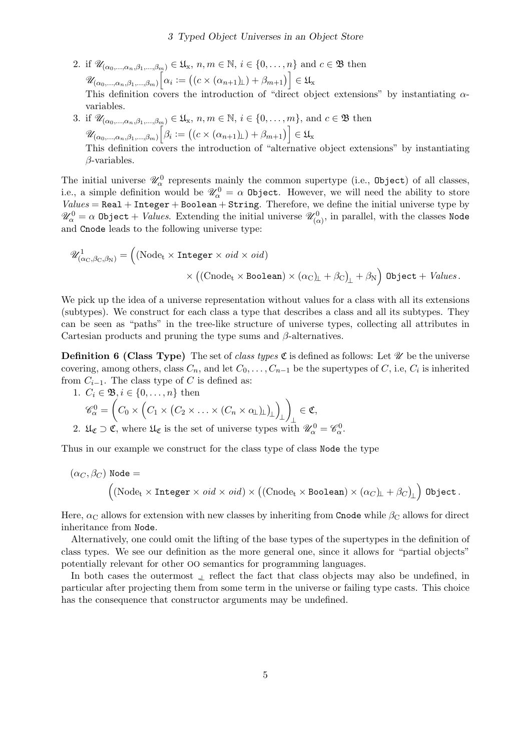2. if $\mathscr{U}_{(\alpha_0,\dots,\alpha_n,\beta_1,\dots,\beta_m)} \in \mathfrak{U}_\mathrm{x}$, $n, m \in \mathbb{N}$, $i \in \{0,\dots,n\}$ and $c \in \mathfrak{B}$ then $\mathscr{U}_{(\alpha_0,\dots,\alpha_n,\beta_1,\dots,\beta_m)}\Big[\alpha_i := \big((c \times (\alpha_{n+1})_\perp) + \beta_{m+1}\big)\Big] \in \mathfrak{U}_\mathrm{x}$
   This definition covers the introduction of "direct object extensions" by instantiating $\alpha$-variables.
3. if $\mathscr{U}_{(\alpha_0,\dots,\alpha_n,\beta_1,\dots,\beta_m)} \in \mathfrak{U}_\mathrm{x}$, $n, m \in \mathbb{N}$, $i \in \{0,\dots,m\}$, and $c \in \mathfrak{B}$ then $\mathscr{U}_{(\alpha_0,\dots,\alpha_n,\beta_1,\dots,\beta_m)}\Big[\beta_i := \big((c \times (\alpha_{n+1})_\perp) + \beta_{m+1}\big)\Big] \in \mathfrak{U}_\mathrm{x}$
   This definition covers the introduction of "alternative object extensions" by instantiating $\beta$-variables.

The initial universe $\mathscr{U}^0_\alpha$ represents mainly the common supertype (i.e., `Object`) of all classes, i.e., a simple definition would be $\mathscr{U}^0_\alpha = \alpha\ \texttt{Object}$. However, we will need the ability to store $\mathit{Values} = \texttt{Real} + \texttt{Integer} + \texttt{Boolean} + \texttt{String}$. Therefore, we define the initial universe type by $\mathscr{U}^0_\alpha = \alpha\ \texttt{Object} + \mathit{Values}$. Extending the initial universe $\mathscr{U}^0_{(\alpha)}$, in parallel, with the classes `Node` and `Cnode` leads to the following universe type:

$$\mathscr{U}^1_{(\alpha_\mathrm{C},\beta_\mathrm{C},\beta_\mathrm{N})} = \Big((\mathrm{Node_t} \times \texttt{Integer} \times \mathit{oid} \times \mathit{oid}) \times \big((\mathrm{Cnode_t} \times \texttt{Boolean}) \times (\alpha_\mathrm{C})_\perp + \beta_\mathrm{C}\big)_\perp + \beta_\mathrm{N}\Big)\ \texttt{Object} + \mathit{Values}\,.$$

We pick up the idea of a universe representation without values for a class with all its extensions (subtypes). We construct for each class a type that describes a class and all its subtypes. They can be seen as "paths" in the tree-like structure of universe types, collecting all attributes in Cartesian products and pruning the type sums and $\beta$-alternatives.

**Definition 6 (Class Type)** The set of *class types* $\mathfrak{C}$ is defined as follows: Let $\mathscr{U}$ be the universe covering, among others, class $C_n$, and let $C_0,\dots,C_{n-1}$ be the supertypes of $C$, i.e, $C_i$ is inherited from $C_{i-1}$. The class type of $C$ is defined as:

1. $C_i \in \mathfrak{B}, i \in \{0,\dots,n\}$ then
   $\mathscr{C}^0_\alpha = \bigg(C_0 \times \Big(C_1 \times \big(C_2 \times \ldots \times (C_n \times \alpha_\perp)_\perp\big)_\perp\Big)_\perp\bigg)_\perp \in \mathfrak{C}$,
2. $\mathfrak{U}_\mathfrak{C} \supset \mathfrak{C}$, where $\mathfrak{U}_\mathfrak{C}$ is the set of universe types with $\mathscr{U}^0_\alpha = \mathscr{C}^0_\alpha$.

Thus in our example we construct for the class type of class `Node` the type

$$(\alpha_C, \beta_C)\ \texttt{Node} = \Big((\mathrm{Node_t} \times \texttt{Integer} \times \mathit{oid} \times \mathit{oid}) \times \big((\mathrm{Cnode_t} \times \texttt{Boolean}) \times (\alpha_C)_\perp + \beta_C\big)_\perp\Big)\ \texttt{Object}\,.$$

Here, $\alpha_\mathrm{C}$ allows for extension with new classes by inheriting from `Cnode` while $\beta_\mathrm{C}$ allows for direct inheritance from `Node`.

Alternatively, one could omit the lifting of the base types of the supertypes in the definition of class types. We see our definition as the more general one, since it allows for "partial objects" potentially relevant for other OO semantics for programming languages.

In both cases the outermost $_\perp$ reflect the fact that class objects may also be undefined, in particular after projecting them from some term in the universe or failing type casts. This choice has the consequence that constructor arguments may be undefined.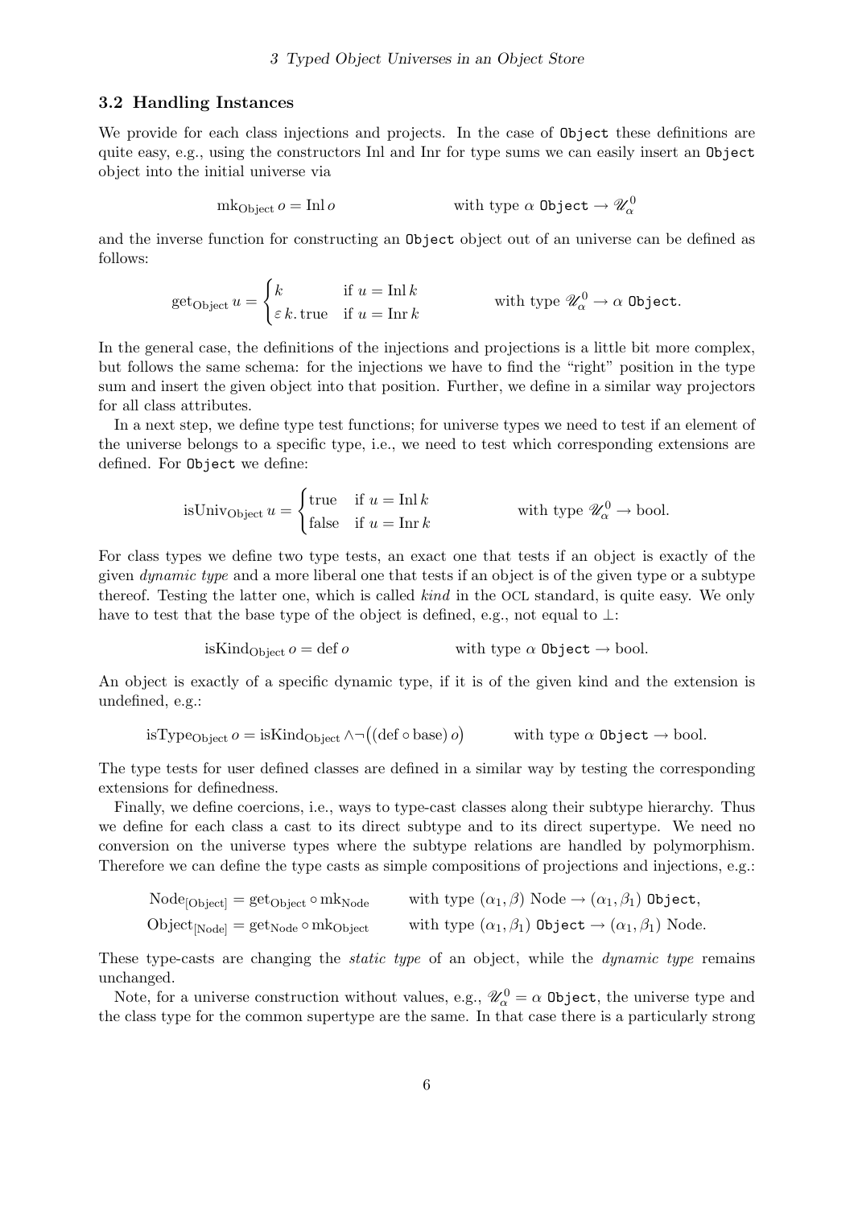### 3.2 Handling Instances

We provide for each class injections and projects. In the case of `Object` these definitions are quite easy, e.g., using the constructors Inl and Inr for type sums we can easily insert an `Object` object into the initial universe via

$$\mathrm{mk}_{\mathrm{Object}}\, o = \mathrm{Inl}\, o \qquad\qquad \text{with type } \alpha\ \texttt{Object} \to \mathscr{U}^0_\alpha$$

and the inverse function for constructing an `Object` object out of an universe can be defined as follows:

$$\mathrm{get}_{\mathrm{Object}}\, u = \begin{cases} k & \text{if } u = \mathrm{Inl}\, k \\ \varepsilon\, k.\, \mathrm{true} & \text{if } u = \mathrm{Inr}\, k \end{cases} \qquad\qquad \text{with type } \mathscr{U}^0_\alpha \to \alpha\ \texttt{Object}.$$

In the general case, the definitions of the injections and projections is a little bit more complex, but follows the same schema: for the injections we have to find the "right" position in the type sum and insert the given object into that position. Further, we define in a similar way projectors for all class attributes.

In a next step, we define type test functions; for universe types we need to test if an element of the universe belongs to a specific type, i.e., we need to test which corresponding extensions are defined. For `Object` we define:

$$\mathrm{isUniv}_{\mathrm{Object}}\, u = \begin{cases} \mathrm{true} & \text{if } u = \mathrm{Inl}\, k \\ \mathrm{false} & \text{if } u = \mathrm{Inr}\, k \end{cases} \qquad\qquad \text{with type } \mathscr{U}^0_\alpha \to \mathrm{bool}.$$

For class types we define two type tests, an exact one that tests if an object is exactly of the given *dynamic type* and a more liberal one that tests if an object is of the given type or a subtype thereof. Testing the latter one, which is called *kind* in the OCL standard, is quite easy. We only have to test that the base type of the object is defined, e.g., not equal to $\bot$:

$$\mathrm{isKind}_{\mathrm{Object}}\, o = \mathrm{def}\, o \qquad\qquad \text{with type } \alpha\ \texttt{Object} \to \mathrm{bool}.$$

An object is exactly of a specific dynamic type, if it is of the given kind and the extension is undefined, e.g.:

$$\mathrm{isType}_{\mathrm{Object}}\, o = \mathrm{isKind}_{\mathrm{Object}} \wedge \neg\big((\mathrm{def} \circ \mathrm{base})\, o\big) \qquad\qquad \text{with type } \alpha\ \texttt{Object} \to \mathrm{bool}.$$

The type tests for user defined classes are defined in a similar way by testing the corresponding extensions for definedness.

Finally, we define coercions, i.e., ways to type-cast classes along their subtype hierarchy. Thus we define for each class a cast to its direct subtype and to its direct supertype. We need no conversion on the universe types where the subtype relations are handled by polymorphism. Therefore we can define the type casts as simple compositions of projections and injections, e.g.:

$$\begin{aligned} \mathrm{Node}_{[\mathrm{Object}]} &= \mathrm{get}_{\mathrm{Object}} \circ \mathrm{mk}_{\mathrm{Node}} && \text{with type } (\alpha_1, \beta)\ \mathrm{Node} \to (\alpha_1, \beta_1)\ \texttt{Object}, \\ \mathrm{Object}_{[\mathrm{Node}]} &= \mathrm{get}_{\mathrm{Node}} \circ \mathrm{mk}_{\mathrm{Object}} && \text{with type } (\alpha_1, \beta_1)\ \texttt{Object} \to (\alpha_1, \beta_1)\ \mathrm{Node}. \end{aligned}$$

These type-casts are changing the *static type* of an object, while the *dynamic type* remains unchanged.

Note, for a universe construction without values, e.g., $\mathscr{U}^0_\alpha = \alpha\ \texttt{Object}$, the universe type and the class type for the common supertype are the same. In that case there is a particularly strong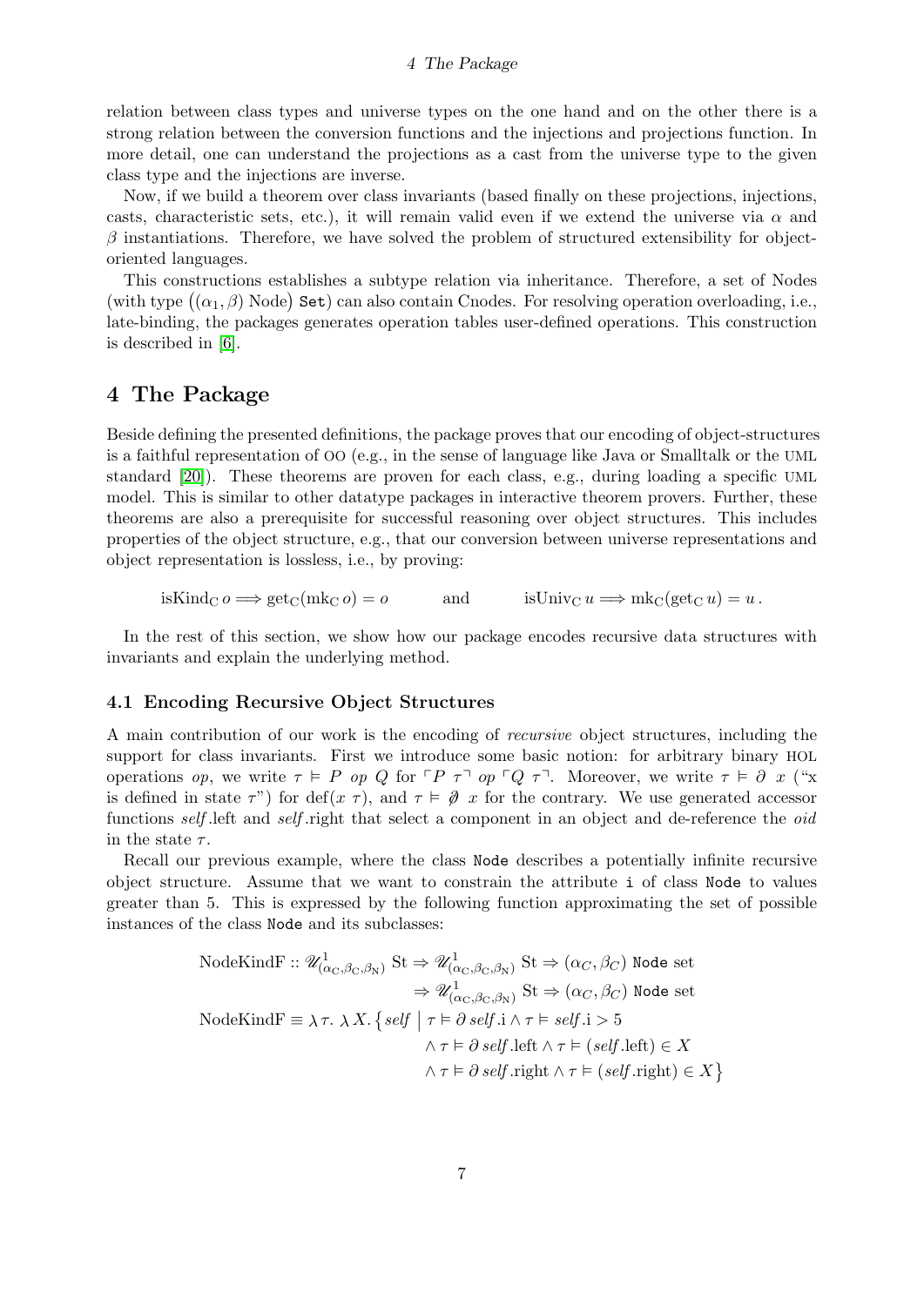relation between class types and universe types on the one hand and on the other there is a strong relation between the conversion functions and the injections and projections function. In more detail, one can understand the projections as a cast from the universe type to the given class type and the injections are inverse.

Now, if we build a theorem over class invariants (based finally on these projections, injections, casts, characteristic sets, etc.), it will remain valid even if we extend the universe via $\alpha$ and $\beta$ instantiations. Therefore, we have solved the problem of structured extensibility for object-oriented languages.

This constructions establishes a subtype relation via inheritance. Therefore, a set of Nodes (with type $\big((\alpha_1, \beta)\ \text{Node}\big)\ \texttt{Set}$) can also contain Cnodes. For resolving operation overloading, i.e., late-binding, the packages generates operation tables user-defined operations. This construction is described in [6].

## 4 The Package

Beside defining the presented definitions, the package proves that our encoding of object-structures is a faithful representation of OO (e.g., in the sense of language like Java or Smalltalk or the UML standard [20]). These theorems are proven for each class, e.g., during loading a specific UML model. This is similar to other datatype packages in interactive theorem provers. Further, these theorems are also a prerequisite for successful reasoning over object structures. This includes properties of the object structure, e.g., that our conversion between universe representations and object representation is lossless, i.e., by proving:

$$\text{isKind}_\text{C}\, o \Longrightarrow \text{get}_\text{C}(\text{mk}_\text{C}\, o) = o \qquad \text{and} \qquad \text{isUniv}_\text{C}\, u \Longrightarrow \text{mk}_\text{C}(\text{get}_\text{C}\, u) = u\,.$$

In the rest of this section, we show how our package encodes recursive data structures with invariants and explain the underlying method.

### 4.1 Encoding Recursive Object Structures

A main contribution of our work is the encoding of *recursive* object structures, including the support for class invariants. First we introduce some basic notion: for arbitrary binary HOL operations $op$, we write $\tau \vDash P\ op\ Q$ for $\ulcorner P\ \tau \urcorner\ op\ \ulcorner Q\ \tau \urcorner$. Moreover, we write $\tau \vDash \partial\ x$ ("x is defined in state $\tau$") for $\text{def}(x\ \tau)$, and $\tau \vDash \not\partial\ x$ for the contrary. We use generated accessor functions *self*.left and *self*.right that select a component in an object and de-reference the *oid* in the state $\tau$.

Recall our previous example, where the class `Node` describes a potentially infinite recursive object structure. Assume that we want to constrain the attribute `i` of class `Node` to values greater than 5. This is expressed by the following function approximating the set of possible instances of the class `Node` and its subclasses:

$$\begin{aligned}
\text{NodeKindF} :: \mathscr{U}^1_{(\alpha_\text{C},\beta_\text{C},\beta_\text{N})}\ \text{St} &\Rightarrow \mathscr{U}^1_{(\alpha_\text{C},\beta_\text{C},\beta_\text{N})}\ \text{St} \Rightarrow (\alpha_C, \beta_C)\ \texttt{Node}\ \text{set} \\
&\Rightarrow \mathscr{U}^1_{(\alpha_\text{C},\beta_\text{C},\beta_\text{N})}\ \text{St} \Rightarrow (\alpha_C, \beta_C)\ \texttt{Node}\ \text{set} \\
\text{NodeKindF} \equiv \lambda\,\tau.\ \lambda\,X.\,\big\{ \mathit{self} \ \big|\ & \tau \vDash \partial\,\mathit{self}.\text{i} \wedge \tau \vDash \mathit{self}.\text{i} > 5 \\
& \wedge \tau \vDash \partial\,\mathit{self}.\text{left} \wedge \tau \vDash (\mathit{self}.\text{left}) \in X \\
& \wedge \tau \vDash \partial\,\mathit{self}.\text{right} \wedge \tau \vDash (\mathit{self}.\text{right}) \in X \big\}
\end{aligned}$$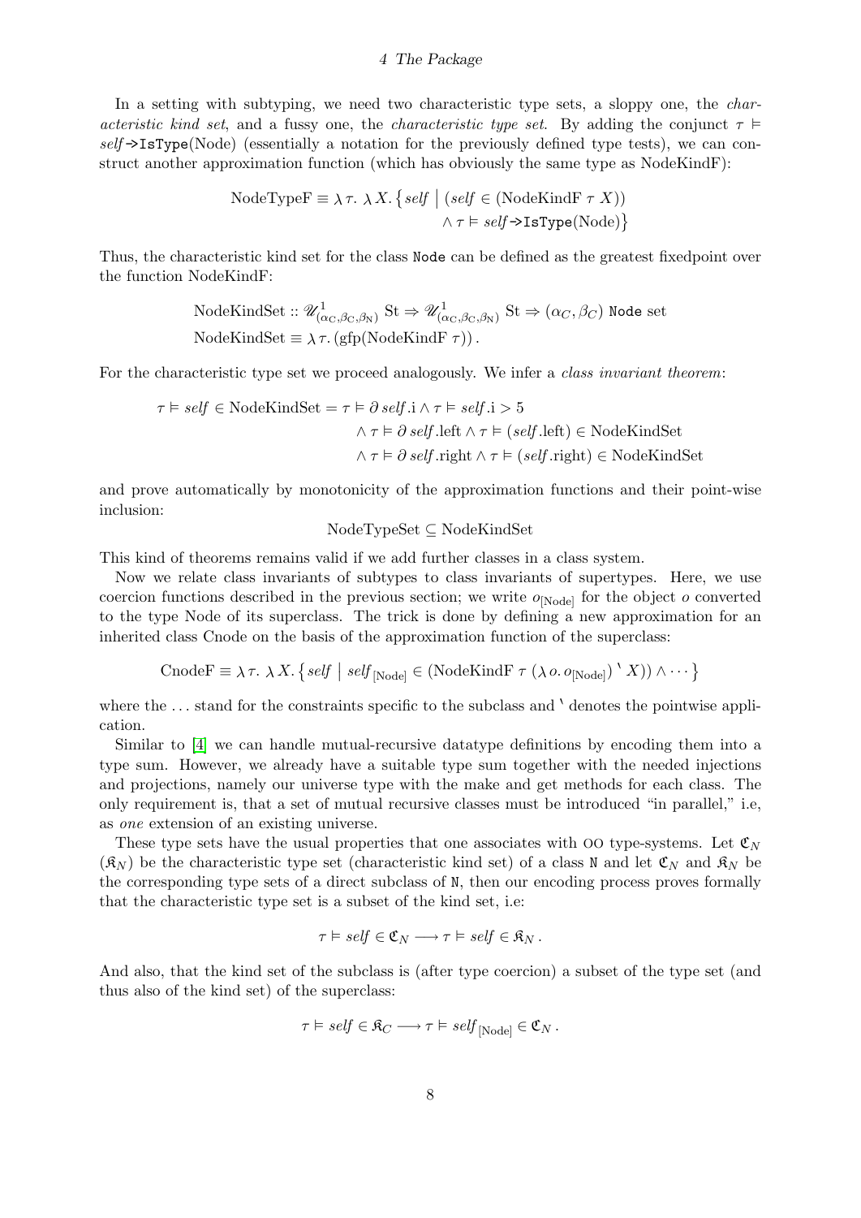In a setting with subtyping, we need two characteristic type sets, a sloppy one, the *characteristic kind set*, and a fussy one, the *characteristic type set*. By adding the conjunct $\tau \vDash \mathit{self} \texttt{->IsType}(\mathrm{Node})$ (essentially a notation for the previously defined type tests), we can construct another approximation function (which has obviously the same type as NodeKindF):

$$\begin{aligned}\mathrm{NodeTypeF} \equiv \lambda\,\tau.\ \lambda\,X.\, \big\{ \mathit{self} \;\big|\; & (\mathit{self} \in (\mathrm{NodeKindF}\ \tau\ X)) \\ & \wedge \tau \vDash \mathit{self} \texttt{->IsType}(\mathrm{Node}) \big\}\end{aligned}$$

Thus, the characteristic kind set for the class `Node` can be defined as the greatest fixedpoint over the function NodeKindF:

$$\begin{aligned}&\mathrm{NodeKindSet} :: \mathscr{U}^{1}_{(\alpha_{\mathrm{C}},\beta_{\mathrm{C}},\beta_{\mathrm{N}})}\ \mathrm{St} \Rightarrow \mathscr{U}^{1}_{(\alpha_{\mathrm{C}},\beta_{\mathrm{C}},\beta_{\mathrm{N}})}\ \mathrm{St} \Rightarrow (\alpha_C, \beta_C)\ \texttt{Node}\ \mathrm{set} \\ &\mathrm{NodeKindSet} \equiv \lambda\,\tau.\, (\mathrm{gfp}(\mathrm{NodeKindF}\ \tau))\,.\end{aligned}$$

For the characteristic type set we proceed analogously. We infer a *class invariant theorem*:

$$\begin{aligned}\tau \vDash \mathit{self} \in \mathrm{NodeKindSet} = \tau \vDash \partial\,\mathit{self}.\mathrm{i} \wedge \tau \vDash \mathit{self}.\mathrm{i} > 5 \\ \wedge\, \tau \vDash \partial\,\mathit{self}.\mathrm{left} \wedge \tau \vDash (\mathit{self}.\mathrm{left}) \in \mathrm{NodeKindSet} \\ \wedge\, \tau \vDash \partial\,\mathit{self}.\mathrm{right} \wedge \tau \vDash (\mathit{self}.\mathrm{right}) \in \mathrm{NodeKindSet}\end{aligned}$$

and prove automatically by monotonicity of the approximation functions and their point-wise inclusion:

$$\mathrm{NodeTypeSet} \subseteq \mathrm{NodeKindSet}$$

This kind of theorems remains valid if we add further classes in a class system.

Now we relate class invariants of subtypes to class invariants of supertypes. Here, we use coercion functions described in the previous section; we write $o_{[\mathrm{Node}]}$ for the object $o$ converted to the type Node of its superclass. The trick is done by defining a new approximation for an inherited class Cnode on the basis of the approximation function of the superclass:

$$\mathrm{CnodeF} \equiv \lambda\,\tau.\ \lambda\,X.\, \big\{ \mathit{self} \;\big|\; \mathit{self}_{[\mathrm{Node}]} \in (\mathrm{NodeKindF}\ \tau\ (\lambda\, o.\, o_{[\mathrm{Node}]})\,\text{`}\ X)) \wedge \cdots \big\}$$

where the ... stand for the constraints specific to the subclass and ` denotes the pointwise application.

Similar to [4] we can handle mutual-recursive datatype definitions by encoding them into a type sum. However, we already have a suitable type sum together with the needed injections and projections, namely our universe type with the make and get methods for each class. The only requirement is, that a set of mutual recursive classes must be introduced "in parallel," i.e, as *one* extension of an existing universe.

These type sets have the usual properties that one associates with OO type-systems. Let $\mathfrak{C}_N$ ($\mathfrak{K}_N$) be the characteristic type set (characteristic kind set) of a class `N` and let $\mathfrak{C}_N$ and $\mathfrak{K}_N$ be the corresponding type sets of a direct subclass of `N`, then our encoding process proves formally that the characteristic type set is a subset of the kind set, i.e:

$$\tau \vDash \mathit{self} \in \mathfrak{C}_N \longrightarrow \tau \vDash \mathit{self} \in \mathfrak{K}_N\,.$$

And also, that the kind set of the subclass is (after type coercion) a subset of the type set (and thus also of the kind set) of the superclass:

$$\tau \vDash \mathit{self} \in \mathfrak{K}_C \longrightarrow \tau \vDash \mathit{self}_{[\mathrm{Node}]} \in \mathfrak{C}_N\,.$$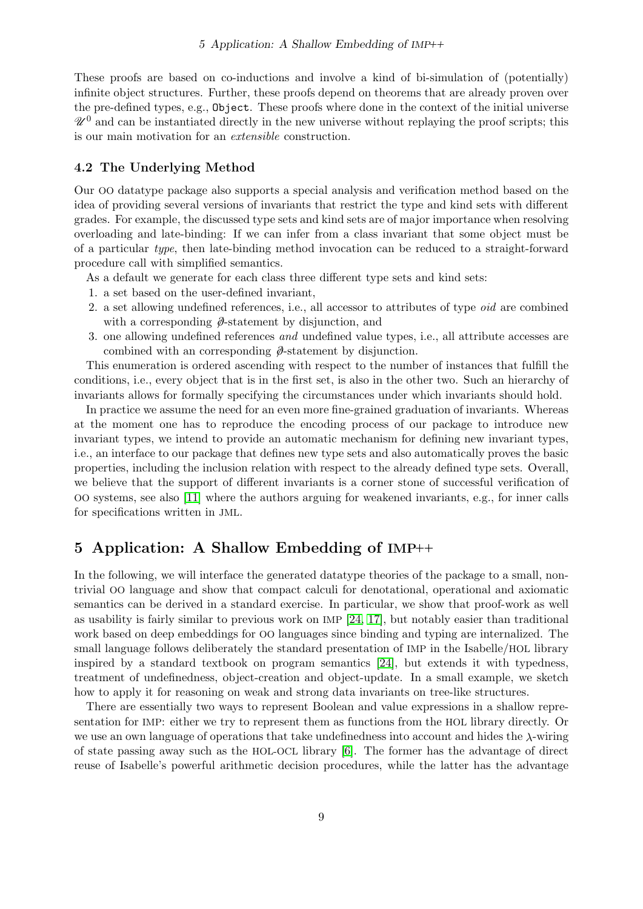These proofs are based on co-inductions and involve a kind of bi-simulation of (potentially) infinite object structures. Further, these proofs depend on theorems that are already proven over the pre-defined types, e.g., `Object`. These proofs where done in the context of the initial universe $\mathscr{U}^0$ and can be instantiated directly in the new universe without replaying the proof scripts; this is our main motivation for an *extensible* construction.

### 4.2 The Underlying Method

Our OO datatype package also supports a special analysis and verification method based on the idea of providing several versions of invariants that restrict the type and kind sets with different grades. For example, the discussed type sets and kind sets are of major importance when resolving overloading and late-binding: If we can infer from a class invariant that some object must be of a particular *type*, then late-binding method invocation can be reduced to a straight-forward procedure call with simplified semantics.

As a default we generate for each class three different type sets and kind sets:

1. a set based on the user-defined invariant,
2. a set allowing undefined references, i.e., all accessor to attributes of type *oid* are combined with a corresponding $\emptyset$-statement by disjunction, and
3. one allowing undefined references *and* undefined value types, i.e., all attribute accesses are combined with an corresponding $\emptyset$-statement by disjunction.

This enumeration is ordered ascending with respect to the number of instances that fulfill the conditions, i.e., every object that is in the first set, is also in the other two. Such an hierarchy of invariants allows for formally specifying the circumstances under which invariants should hold.

In practice we assume the need for an even more fine-grained graduation of invariants. Whereas at the moment one has to reproduce the encoding process of our package to introduce new invariant types, we intend to provide an automatic mechanism for defining new invariant types, i.e., an interface to our package that defines new type sets and also automatically proves the basic properties, including the inclusion relation with respect to the already defined type sets. Overall, we believe that the support of different invariants is a corner stone of successful verification of OO systems, see also [11] where the authors arguing for weakened invariants, e.g., for inner calls for specifications written in JML.

## 5 Application: A Shallow Embedding of IMP++

In the following, we will interface the generated datatype theories of the package to a small, non-trivial OO language and show that compact calculi for denotational, operational and axiomatic semantics can be derived in a standard exercise. In particular, we show that proof-work as well as usability is fairly similar to previous work on IMP [24, 17], but notably easier than traditional work based on deep embeddings for OO languages since binding and typing are internalized. The small language follows deliberately the standard presentation of IMP in the Isabelle/HOL library inspired by a standard textbook on program semantics [24], but extends it with typedness, treatment of undefinedness, object-creation and object-update. In a small example, we sketch how to apply it for reasoning on weak and strong data invariants on tree-like structures.

There are essentially two ways to represent Boolean and value expressions in a shallow representation for IMP: either we try to represent them as functions from the HOL library directly. Or we use an own language of operations that take undefinedness into account and hides the $\lambda$-wiring of state passing away such as the HOL-OCL library [6]. The former has the advantage of direct reuse of Isabelle's powerful arithmetic decision procedures, while the latter has the advantage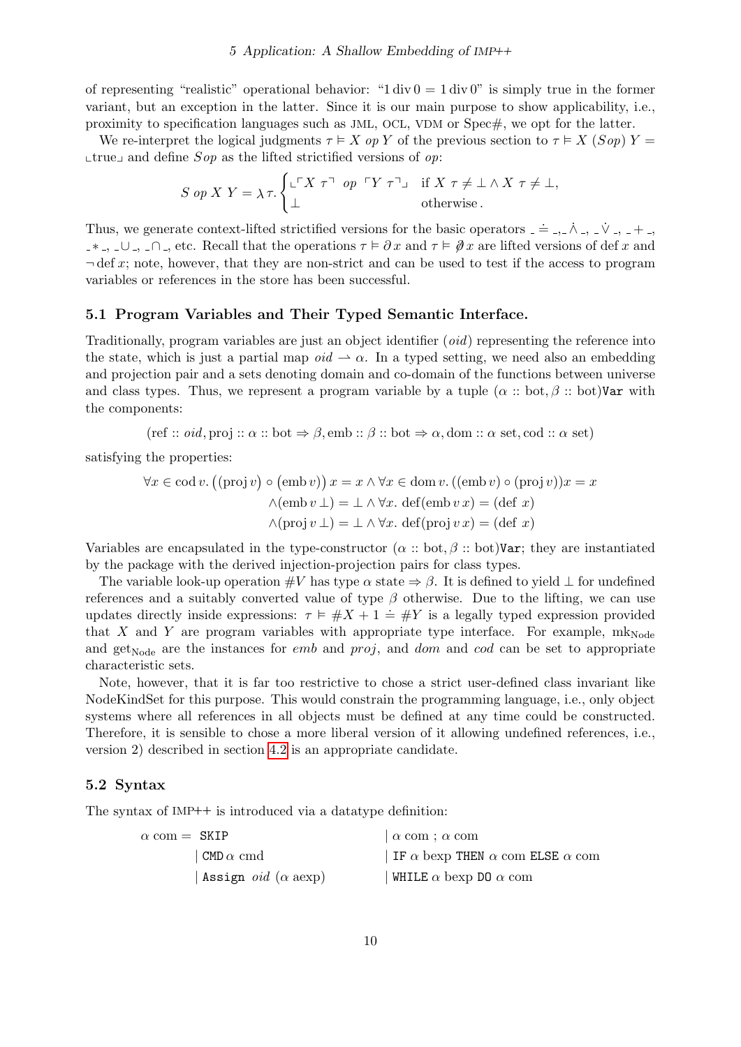of representing "realistic" operational behavior: "$1 \operatorname{div} 0 = 1 \operatorname{div} 0$" is simply true in the former variant, but an exception in the latter. Since it is our main purpose to show applicability, i.e., proximity to specification languages such as JML, OCL, VDM or Spec#, we opt for the latter.

We re-interpret the logical judgments $\tau \vDash X\ op\ Y$ of the previous section to $\tau \vDash X\ (S op)\ Y = \llcorner \mathrm{true} \lrcorner$ and define $S op$ as the lifted strictified versions of $op$:

$$S\ op\ X\ Y = \lambda\,\tau.\begin{cases} \llcorner \ulcorner X\ \tau \urcorner\ \ op\ \ \ulcorner Y\ \tau \urcorner \lrcorner & \text{if } X\ \tau \neq \bot \wedge X\ \tau \neq \bot, \\ \bot & \text{otherwise}\,. \end{cases}$$

Thus, we generate context-lifted strictified versions for the basic operators $\_ \doteq \_$, $\_ \dot\wedge \_$, $\_ \dot\vee \_$, $\_ + \_$, $\_ * \_$, $\_ \cup \_$, $\_ \cap \_$, etc. Recall that the operations $\tau \vDash \partial\, x$ and $\tau \vDash \not\partial\, x$ are lifted versions of $\operatorname{def} x$ and $\neg \operatorname{def} x$; note, however, that they are non-strict and can be used to test if the access to program variables or references in the store has been successful.

### 5.1 Program Variables and Their Typed Semantic Interface.

Traditionally, program variables are just an object identifier ($oid$) representing the reference into the state, which is just a partial map $oid \rightharpoonup \alpha$. In a typed setting, we need also an embedding and projection pair and a sets denoting domain and co-domain of the functions between universe and class types. Thus, we represent a program variable by a tuple $(\alpha :: \mathrm{bot}, \beta :: \mathrm{bot})\mathtt{Var}$ with the components:

$$(\mathrm{ref} :: oid, \mathrm{proj} :: \alpha :: \mathrm{bot} \Rightarrow \beta, \mathrm{emb} :: \beta :: \mathrm{bot} \Rightarrow \alpha, \mathrm{dom} :: \alpha\ \mathrm{set}, \mathrm{cod} :: \alpha\ \mathrm{set})$$

satisfying the properties:

$$\begin{aligned} \forall x \in \mathrm{cod}\, v.\, \big((\mathrm{proj}\, v) \circ (\mathrm{emb}\, v)\big)\, x = x \wedge \forall x \in \mathrm{dom}\, v.\, ((\mathrm{emb}\, v) \circ (\mathrm{proj}\, v))x = x \\ \wedge (\mathrm{emb}\, v\, \bot) = \bot \wedge \forall x.\ \mathrm{def}(\mathrm{emb}\, v\, x) = (\mathrm{def}\ x) \\ \wedge (\mathrm{proj}\, v\, \bot) = \bot \wedge \forall x.\ \mathrm{def}(\mathrm{proj}\, v\, x) = (\mathrm{def}\ x) \end{aligned}$$

Variables are encapsulated in the type-constructor $(\alpha :: \mathrm{bot}, \beta :: \mathrm{bot})\mathtt{Var}$; they are instantiated by the package with the derived injection-projection pairs for class types.

The variable look-up operation $\#V$ has type $\alpha$ state $\Rightarrow \beta$. It is defined to yield $\bot$ for undefined references and a suitably converted value of type $\beta$ otherwise. Due to the lifting, we can use updates directly inside expressions: $\tau \vDash \#X + 1 \doteq \#Y$ is a legally typed expression provided that $X$ and $Y$ are program variables with appropriate type interface. For example, $\mathrm{mk}_{\mathrm{Node}}$ and $\mathrm{get}_{\mathrm{Node}}$ are the instances for *emb* and *proj*, and *dom* and *cod* can be set to appropriate characteristic sets.

Note, however, that it is far too restrictive to chose a strict user-defined class invariant like NodeKindSet for this purpose. This would constrain the programming language, i.e., only object systems where all references in all objects must be defined at any time could be constructed. Therefore, it is sensible to chose a more liberal version of it allowing undefined references, i.e., version 2) described in section 4.2 is an appropriate candidate.

### 5.2 Syntax

The syntax of IMP++ is introduced via a datatype definition:

$$\begin{aligned} \alpha\ \mathrm{com} = {} & \mathtt{SKIP} & & \mid \alpha\ \mathrm{com}\ ;\ \alpha\ \mathrm{com} \\ & \mid \mathtt{CMD}\, \alpha\ \mathrm{cmd} & & \mid \mathtt{IF}\ \alpha\ \mathrm{bexp}\ \mathtt{THEN}\ \alpha\ \mathrm{com}\ \mathtt{ELSE}\ \alpha\ \mathrm{com} \\ & \mid \mathtt{Assign}\ oid\ (\alpha\ \mathrm{aexp}) & & \mid \mathtt{WHILE}\ \alpha\ \mathrm{bexp}\ \mathtt{DO}\ \alpha\ \mathrm{com} \end{aligned}$$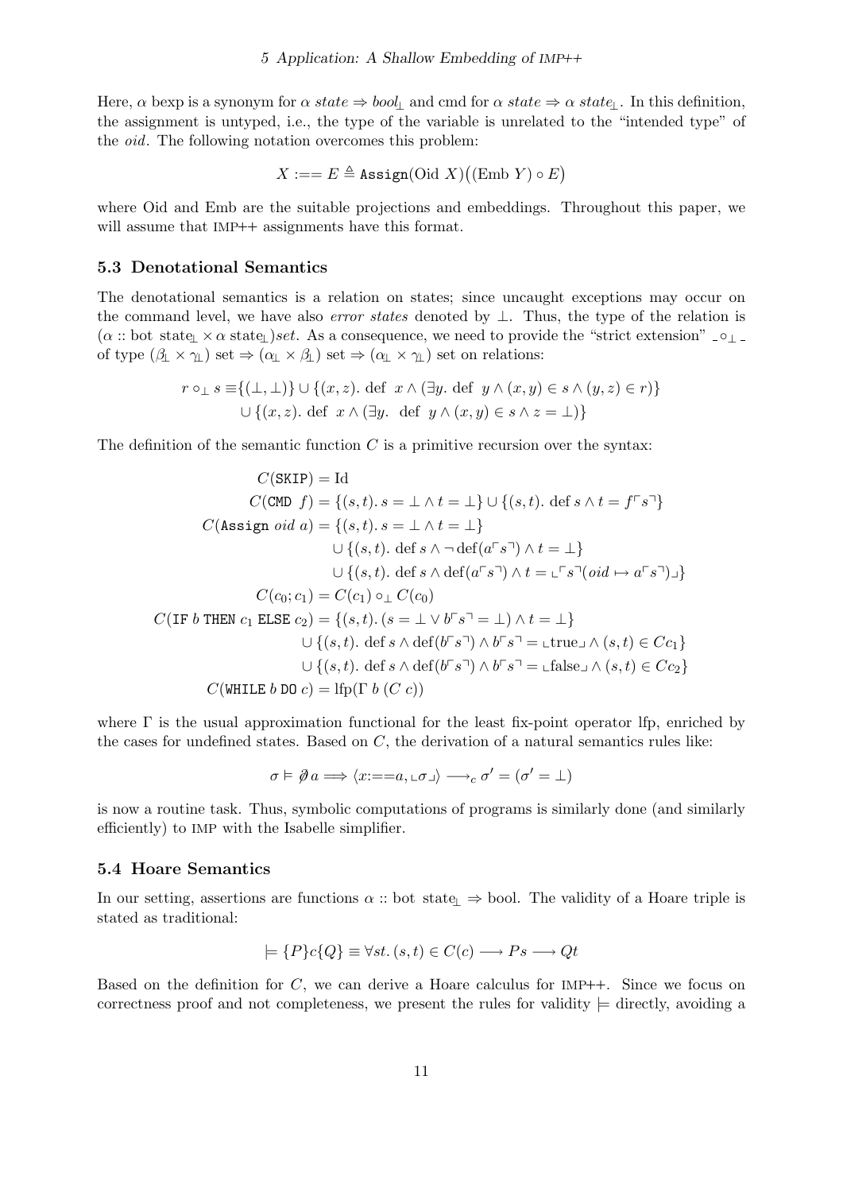Here, $\alpha$ bexp is a synonym for $\alpha\ state \Rightarrow bool_{\perp}$ and cmd for $\alpha\ state \Rightarrow \alpha\ state_{\perp}$. In this definition, the assignment is untyped, i.e., the type of the variable is unrelated to the "intended type" of the *oid*. The following notation overcomes this problem:

$$X :== E \triangleq \texttt{Assign}(\text{Oid}\ X)\big((\text{Emb}\ Y) \circ E\big)$$

where Oid and Emb are the suitable projections and embeddings. Throughout this paper, we will assume that IMP++ assignments have this format.

### 5.3 Denotational Semantics

The denotational semantics is a relation on states; since uncaught exceptions may occur on the command level, we have also *error states* denoted by $\perp$. Thus, the type of the relation is $(\alpha :: \text{bot state}_{\perp} \times \alpha\ \text{state}_{\perp})set$. As a consequence, we need to provide the "strict extension" $\_ \circ_{\perp} \_$ of type $(\beta_{\perp} \times \gamma_{\perp})$ set $\Rightarrow (\alpha_{\perp} \times \beta_{\perp})$ set $\Rightarrow (\alpha_{\perp} \times \gamma_{\perp})$ set on relations:

$$\begin{aligned} r \circ_{\perp} s \equiv & \{(\perp, \perp)\} \cup \{(x, z).\ \text{def}\ \ x \wedge (\exists y.\ \text{def}\ \ y \wedge (x, y) \in s \wedge (y, z) \in r)\} \\ & \cup \{(x, z).\ \text{def}\ \ x \wedge (\exists y.\ \ \text{def}\ \ y \wedge (x, y) \in s \wedge z = \perp)\} \end{aligned}$$

The definition of the semantic function $C$ is a primitive recursion over the syntax:

$$\begin{aligned} C(\texttt{SKIP}) &= \text{Id} \\ C(\texttt{CMD}\ f) &= \{(s, t).\ s = \perp \wedge t = \perp\} \cup \{(s, t).\ \text{def}\, s \wedge t = f\ulcorner s\urcorner\} \\ C(\texttt{Assign}\ oid\ a) &= \{(s, t).\ s = \perp \wedge t = \perp\} \\ & \quad \cup \{(s, t).\ \text{def}\, s \wedge \neg\,\text{def}(a\ulcorner s\urcorner) \wedge t = \perp\} \\ & \quad \cup \{(s, t).\ \text{def}\, s \wedge \text{def}(a\ulcorner s\urcorner) \wedge t = \llcorner\ulcorner s\urcorner(oid \mapsto a\ulcorner s\urcorner)\lrcorner\} \\ C(c_0; c_1) &= C(c_1) \circ_{\perp} C(c_0) \\ C(\texttt{IF}\ b\ \texttt{THEN}\ c_1\ \texttt{ELSE}\ c_2) &= \{(s, t).\ (s = \perp \vee b\ulcorner s\urcorner = \perp) \wedge t = \perp\} \\ & \quad \cup \{(s, t).\ \text{def}\, s \wedge \text{def}(b\ulcorner s\urcorner) \wedge b\ulcorner s\urcorner = \llcorner\text{true}\lrcorner \wedge (s, t) \in C c_1\} \\ & \quad \cup \{(s, t).\ \text{def}\, s \wedge \text{def}(b\ulcorner s\urcorner) \wedge b\ulcorner s\urcorner = \llcorner\text{false}\lrcorner \wedge (s, t) \in C c_2\} \\ C(\texttt{WHILE}\ b\ \texttt{DO}\ c) &= \text{lfp}(\Gamma\ b\ (C\ c)) \end{aligned}$$

where $\Gamma$ is the usual approximation functional for the least fix-point operator lfp, enriched by the cases for undefined states. Based on $C$, the derivation of a natural semantics rules like:

$$\sigma \vDash \not\partial\, a \Longrightarrow \langle x{:==}a, \llcorner\sigma\lrcorner\rangle \longrightarrow_c \sigma' = (\sigma' = \perp)$$

is now a routine task. Thus, symbolic computations of programs is similarly done (and similarly efficiently) to IMP with the Isabelle simplifier.

### 5.4 Hoare Semantics

In our setting, assertions are functions $\alpha :: \text{bot state}_{\perp} \Rightarrow \text{bool}$. The validity of a Hoare triple is stated as traditional:

$$\vDash \{P\}c\{Q\} \equiv \forall st.\, (s, t) \in C(c) \longrightarrow P s \longrightarrow Q t$$

Based on the definition for $C$, we can derive a Hoare calculus for IMP++. Since we focus on correctness proof and not completeness, we present the rules for validity $\vDash$ directly, avoiding a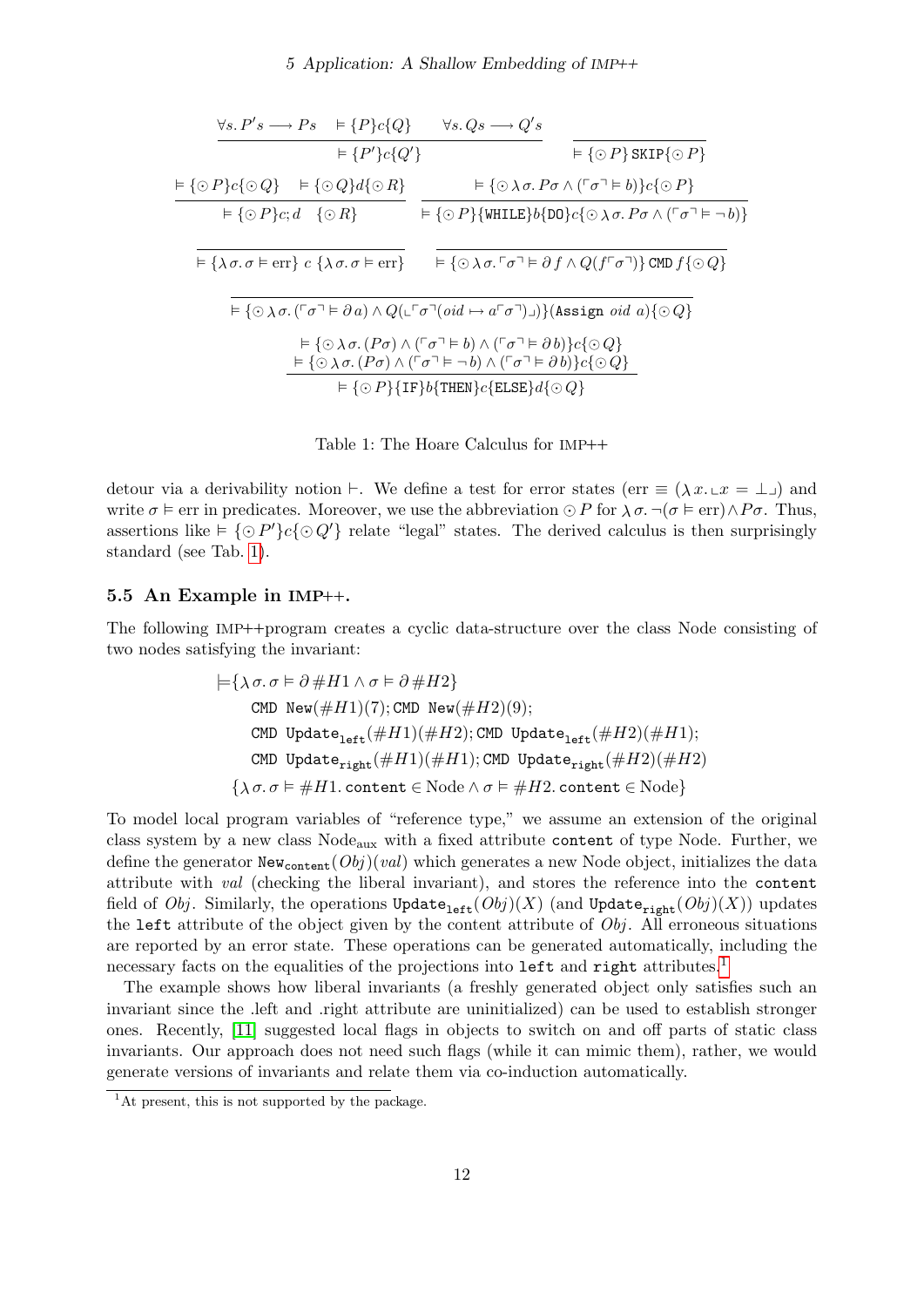$$\frac{\forall s.\, P's \longrightarrow Ps \quad \vDash \{P\}c\{Q\} \quad \forall s.\, Qs \longrightarrow Q's}{\vDash \{P'\}c\{Q'\}} \qquad \frac{}{\vDash \{\odot P\}\,\texttt{SKIP}\{\odot P\}}$$

$$\frac{\vDash \{\odot P\}c\{\odot Q\} \quad \vDash \{\odot Q\}d\{\odot R\}}{\vDash \{\odot P\}c; d \quad \{\odot R\}} \qquad \frac{\vDash \{\odot\, \lambda\, \sigma.\, P\sigma \wedge (\ulcorner\sigma\urcorner \vDash b)\}c\{\odot P\}}{\vDash \{\odot P\}\{\texttt{WHILE}\}b\{\texttt{DO}\}c\{\odot\, \lambda\, \sigma.\, P\sigma \wedge (\ulcorner\sigma\urcorner \vDash \neg b)\}}$$

$$\frac{}{\vDash \{\lambda\, \sigma.\, \sigma \vDash \mathrm{err}\}\ c\ \{\lambda\, \sigma.\, \sigma \vDash \mathrm{err}\}} \qquad \frac{}{\vDash \{\odot\, \lambda\, \sigma.\, \ulcorner\sigma\urcorner \vDash \partial\, f \wedge Q(f \ulcorner\sigma\urcorner)\}\,\texttt{CMD}\, f\{\odot Q\}}$$

$$\frac{}{\vDash \{\odot\, \lambda\, \sigma.\, (\ulcorner\sigma\urcorner \vDash \partial\, a) \wedge Q(\llcorner \ulcorner\sigma\urcorner(oid \mapsto a\ulcorner\sigma\urcorner)\lrcorner)\}(\texttt{Assign}\ oid\ a)\{\odot Q\}}$$

$$\frac{\begin{array}{c}\vDash \{\odot\, \lambda\, \sigma.\, (P\sigma) \wedge (\ulcorner\sigma\urcorner \vDash b) \wedge (\ulcorner\sigma\urcorner \vDash \partial\, b)\}c\{\odot Q\} \\ \vDash \{\odot\, \lambda\, \sigma.\, (P\sigma) \wedge (\ulcorner\sigma\urcorner \vDash \neg b) \wedge (\ulcorner\sigma\urcorner \vDash \partial\, b)\}c\{\odot Q\}\end{array}}{\vDash \{\odot P\}\{\texttt{IF}\}b\{\texttt{THEN}\}c\{\texttt{ELSE}\}d\{\odot Q\}}$$

Table 1: The Hoare Calculus for IMP++

detour via a derivability notion $\vdash$. We define a test for error states ($\mathrm{err} \equiv (\lambda\, x.\, \llcorner x = \bot\lrcorner)$ and write $\sigma \vDash \mathrm{err}$ in predicates. Moreover, we use the abbreviation $\odot\, P$ for $\lambda\, \sigma.\, \neg(\sigma \vDash \mathrm{err}) \wedge P\sigma$. Thus, assertions like $\vDash \{\odot\, P'\}c\{\odot\, Q'\}$ relate "legal" states. The derived calculus is then surprisingly standard (see Tab. 1).

### 5.5 An Example in IMP++.

The following IMP++program creates a cyclic data-structure over the class Node consisting of two nodes satisfying the invariant:

$$\begin{array}{l}\vDash \{\lambda\, \sigma.\, \sigma \vDash \partial\, \#H1 \wedge \sigma \vDash \partial\, \#H2\} \\ \quad \texttt{CMD New}(\#H1)(7); \texttt{CMD New}(\#H2)(9); \\ \quad \texttt{CMD Update}_{\texttt{left}}(\#H1)(\#H2); \texttt{CMD Update}_{\texttt{left}}(\#H2)(\#H1); \\ \quad \texttt{CMD Update}_{\texttt{right}}(\#H1)(\#H1); \texttt{CMD Update}_{\texttt{right}}(\#H2)(\#H2) \\ \{\lambda\, \sigma.\, \sigma \vDash \#H1.\texttt{content} \in \mathrm{Node} \wedge \sigma \vDash \#H2.\texttt{content} \in \mathrm{Node}\}\end{array}$$

To model local program variables of "reference type," we assume an extension of the original class system by a new class $\mathrm{Node}_{\mathrm{aux}}$ with a fixed attribute `content` of type Node. Further, we define the generator $\texttt{New}_{\texttt{content}}(Obj)(val)$ which generates a new Node object, initializes the data attribute with *val* (checking the liberal invariant), and stores the reference into the `content` field of *Obj*. Similarly, the operations $\texttt{Update}_{\texttt{left}}(Obj)(X)$ (and $\texttt{Update}_{\texttt{right}}(Obj)(X)$) updates the `left` attribute of the object given by the content attribute of *Obj*. All erroneous situations are reported by an error state. These operations can be generated automatically, including the necessary facts on the equalities of the projections into `left` and `right` attributes.[1]

The example shows how liberal invariants (a freshly generated object only satisfies such an invariant since the .left and .right attribute are uninitialized) can be used to establish stronger ones. Recently, [11] suggested local flags in objects to switch on and off parts of static class invariants. Our approach does not need such flags (while it can mimic them), rather, we would generate versions of invariants and relate them via co-induction automatically.

[1] At present, this is not supported by the package.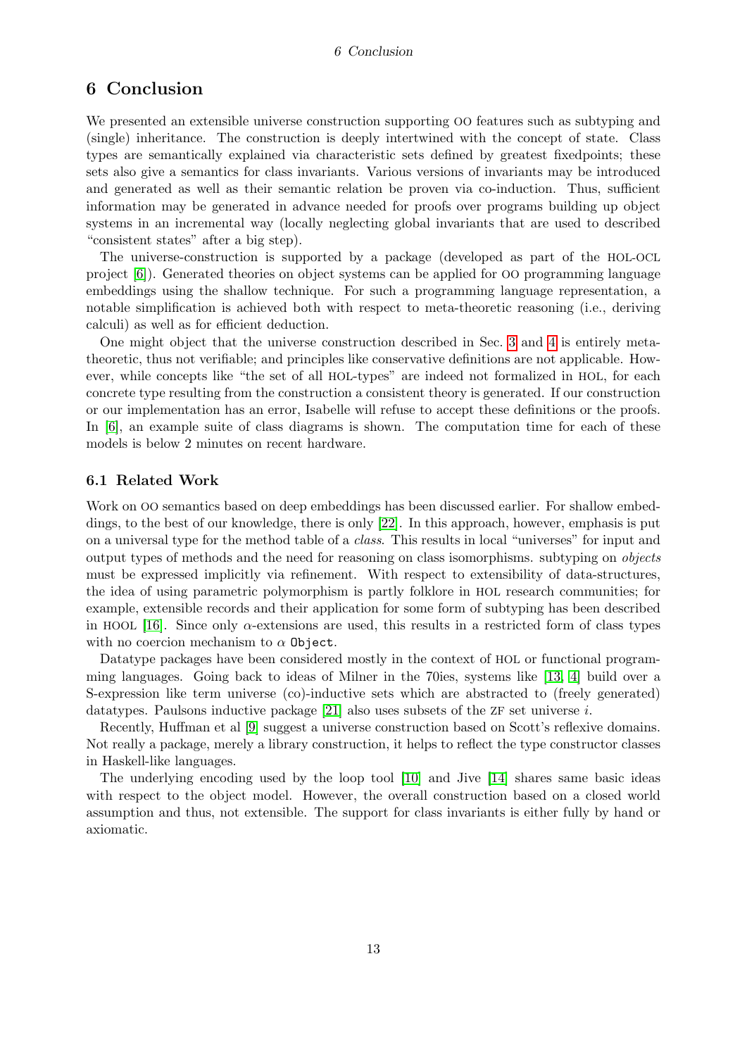# 6 Conclusion

We presented an extensible universe construction supporting OO features such as subtyping and (single) inheritance. The construction is deeply intertwined with the concept of state. Class types are semantically explained via characteristic sets defined by greatest fixedpoints; these sets also give a semantics for class invariants. Various versions of invariants may be introduced and generated as well as their semantic relation be proven via co-induction. Thus, sufficient information may be generated in advance needed for proofs over programs building up object systems in an incremental way (locally neglecting global invariants that are used to described "consistent states" after a big step).

The universe-construction is supported by a package (developed as part of the HOL-OCL project [6]). Generated theories on object systems can be applied for OO programming language embeddings using the shallow technique. For such a programming language representation, a notable simplification is achieved both with respect to meta-theoretic reasoning (i.e., deriving calculi) as well as for efficient deduction.

One might object that the universe construction described in Sec. 3 and 4 is entirely meta-theoretic, thus not verifiable; and principles like conservative definitions are not applicable. However, while concepts like "the set of all HOL-types" are indeed not formalized in HOL, for each concrete type resulting from the construction a consistent theory is generated. If our construction or our implementation has an error, Isabelle will refuse to accept these definitions or the proofs. In [6], an example suite of class diagrams is shown. The computation time for each of these models is below 2 minutes on recent hardware.

## 6.1 Related Work

Work on OO semantics based on deep embeddings has been discussed earlier. For shallow embeddings, to the best of our knowledge, there is only [22]. In this approach, however, emphasis is put on a universal type for the method table of a *class*. This results in local "universes" for input and output types of methods and the need for reasoning on class isomorphisms. subtyping on *objects* must be expressed implicitly via refinement. With respect to extensibility of data-structures, the idea of using parametric polymorphism is partly folklore in HOL research communities; for example, extensible records and their application for some form of subtyping has been described in HOOL [16]. Since only $\alpha$-extensions are used, this results in a restricted form of class types with no coercion mechanism to $\alpha$ `Object`.

Datatype packages have been considered mostly in the context of HOL or functional programming languages. Going back to ideas of Milner in the 70ies, systems like [13, 4] build over a S-expression like term universe (co)-inductive sets which are abstracted to (freely generated) datatypes. Paulsons inductive package [21] also uses subsets of the ZF set universe $i$.

Recently, Huffman et al [9] suggest a universe construction based on Scott's reflexive domains. Not really a package, merely a library construction, it helps to reflect the type constructor classes in Haskell-like languages.

The underlying encoding used by the loop tool [10] and Jive [14] shares same basic ideas with respect to the object model. However, the overall construction based on a closed world assumption and thus, not extensible. The support for class invariants is either fully by hand or axiomatic.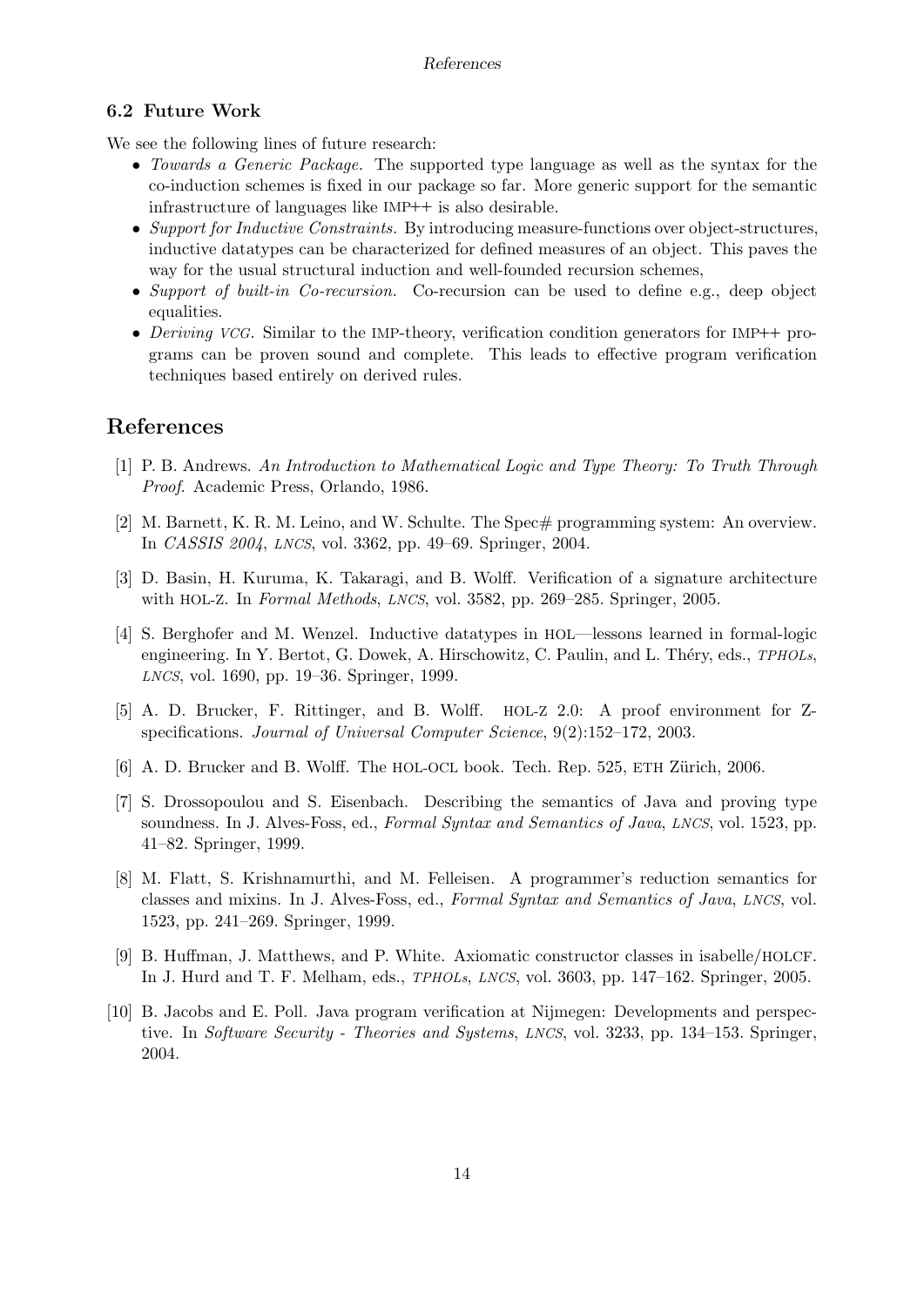### 6.2 Future Work

We see the following lines of future research:

- *Towards a Generic Package.* The supported type language as well as the syntax for the co-induction schemes is fixed in our package so far. More generic support for the semantic infrastructure of languages like IMP++ is also desirable.
- *Support for Inductive Constraints.* By introducing measure-functions over object-structures, inductive datatypes can be characterized for defined measures of an object. This paves the way for the usual structural induction and well-founded recursion schemes,
- *Support of built-in Co-recursion.* Co-recursion can be used to define e.g., deep object equalities.
- *Deriving VCG.* Similar to the IMP-theory, verification condition generators for IMP++ programs can be proven sound and complete. This leads to effective program verification techniques based entirely on derived rules.

## References

[1] P. B. Andrews. *An Introduction to Mathematical Logic and Type Theory: To Truth Through Proof.* Academic Press, Orlando, 1986.

[2] M. Barnett, K. R. M. Leino, and W. Schulte. The Spec# programming system: An overview. In *CASSIS 2004*, *LNCS*, vol. 3362, pp. 49–69. Springer, 2004.

[3] D. Basin, H. Kuruma, K. Takaragi, and B. Wolff. Verification of a signature architecture with HOL-Z. In *Formal Methods*, *LNCS*, vol. 3582, pp. 269–285. Springer, 2005.

[4] S. Berghofer and M. Wenzel. Inductive datatypes in HOL—lessons learned in formal-logic engineering. In Y. Bertot, G. Dowek, A. Hirschowitz, C. Paulin, and L. Théry, eds., *TPHOLs*, *LNCS*, vol. 1690, pp. 19–36. Springer, 1999.

[5] A. D. Brucker, F. Rittinger, and B. Wolff. HOL-Z 2.0: A proof environment for Z-specifications. *Journal of Universal Computer Science*, 9(2):152–172, 2003.

[6] A. D. Brucker and B. Wolff. The HOL-OCL book. Tech. Rep. 525, ETH Zürich, 2006.

[7] S. Drossopoulou and S. Eisenbach. Describing the semantics of Java and proving type soundness. In J. Alves-Foss, ed., *Formal Syntax and Semantics of Java*, *LNCS*, vol. 1523, pp. 41–82. Springer, 1999.

[8] M. Flatt, S. Krishnamurthi, and M. Felleisen. A programmer's reduction semantics for classes and mixins. In J. Alves-Foss, ed., *Formal Syntax and Semantics of Java*, *LNCS*, vol. 1523, pp. 241–269. Springer, 1999.

[9] B. Huffman, J. Matthews, and P. White. Axiomatic constructor classes in isabelle/HOLCF. In J. Hurd and T. F. Melham, eds., *TPHOLs*, *LNCS*, vol. 3603, pp. 147–162. Springer, 2005.

[10] B. Jacobs and E. Poll. Java program verification at Nijmegen: Developments and perspective. In *Software Security - Theories and Systems*, *LNCS*, vol. 3233, pp. 134–153. Springer, 2004.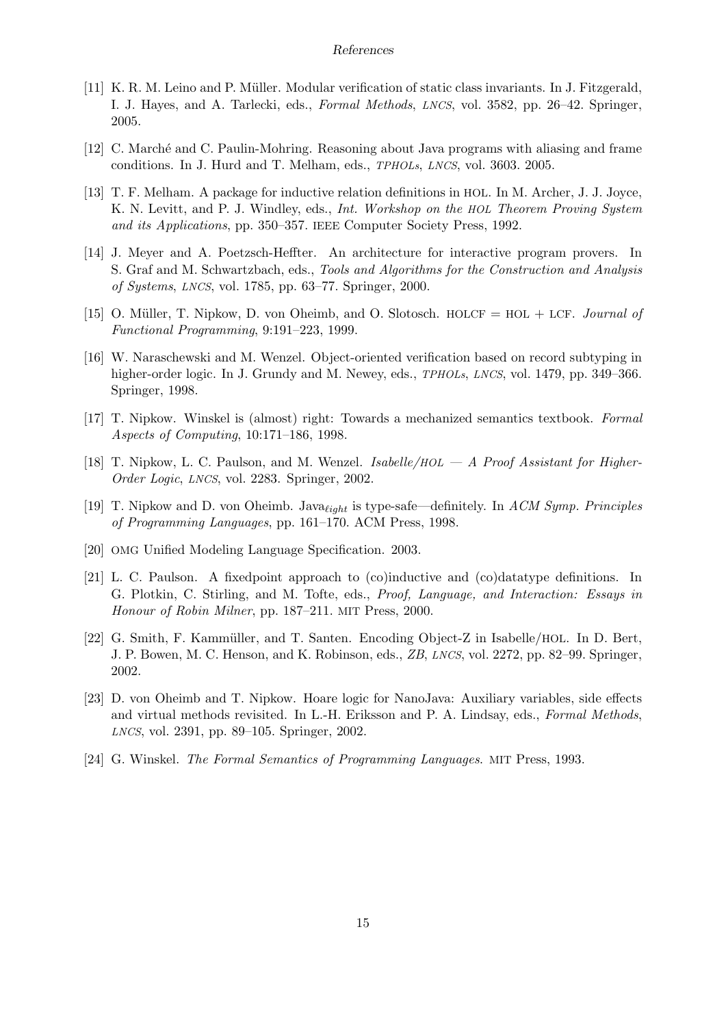- [11] K. R. M. Leino and P. Müller. Modular verification of static class invariants. In J. Fitzgerald, I. J. Hayes, and A. Tarlecki, eds., *Formal Methods*, *LNCS*, vol. 3582, pp. 26–42. Springer, 2005.
- [12] C. Marché and C. Paulin-Mohring. Reasoning about Java programs with aliasing and frame conditions. In J. Hurd and T. Melham, eds., *TPHOLs*, *LNCS*, vol. 3603. 2005.
- [13] T. F. Melham. A package for inductive relation definitions in HOL. In M. Archer, J. J. Joyce, K. N. Levitt, and P. J. Windley, eds., *Int. Workshop on the HOL Theorem Proving System and its Applications*, pp. 350–357. IEEE Computer Society Press, 1992.
- [14] J. Meyer and A. Poetzsch-Heffter. An architecture for interactive program provers. In S. Graf and M. Schwartzbach, eds., *Tools and Algorithms for the Construction and Analysis of Systems*, *LNCS*, vol. 1785, pp. 63–77. Springer, 2000.
- [15] O. Müller, T. Nipkow, D. von Oheimb, and O. Slotosch. HOLCF = HOL + LCF. *Journal of Functional Programming*, 9:191–223, 1999.
- [16] W. Naraschewski and M. Wenzel. Object-oriented verification based on record subtyping in higher-order logic. In J. Grundy and M. Newey, eds., *TPHOLs*, *LNCS*, vol. 1479, pp. 349–366. Springer, 1998.
- [17] T. Nipkow. Winskel is (almost) right: Towards a mechanized semantics textbook. *Formal Aspects of Computing*, 10:171–186, 1998.
- [18] T. Nipkow, L. C. Paulson, and M. Wenzel. *Isabelle/HOL — A Proof Assistant for Higher-Order Logic*, *LNCS*, vol. 2283. Springer, 2002.
- [19] T. Nipkow and D. von Oheimb. Java$_{\ell ight}$ is type-safe—definitely. In *ACM Symp. Principles of Programming Languages*, pp. 161–170. ACM Press, 1998.
- [20] OMG Unified Modeling Language Specification. 2003.
- [21] L. C. Paulson. A fixedpoint approach to (co)inductive and (co)datatype definitions. In G. Plotkin, C. Stirling, and M. Tofte, eds., *Proof, Language, and Interaction: Essays in Honour of Robin Milner*, pp. 187–211. MIT Press, 2000.
- [22] G. Smith, F. Kammüller, and T. Santen. Encoding Object-Z in Isabelle/HOL. In D. Bert, J. P. Bowen, M. C. Henson, and K. Robinson, eds., *ZB*, *LNCS*, vol. 2272, pp. 82–99. Springer, 2002.
- [23] D. von Oheimb and T. Nipkow. Hoare logic for NanoJava: Auxiliary variables, side effects and virtual methods revisited. In L.-H. Eriksson and P. A. Lindsay, eds., *Formal Methods*, *LNCS*, vol. 2391, pp. 89–105. Springer, 2002.
- [24] G. Winskel. *The Formal Semantics of Programming Languages*. MIT Press, 1993.